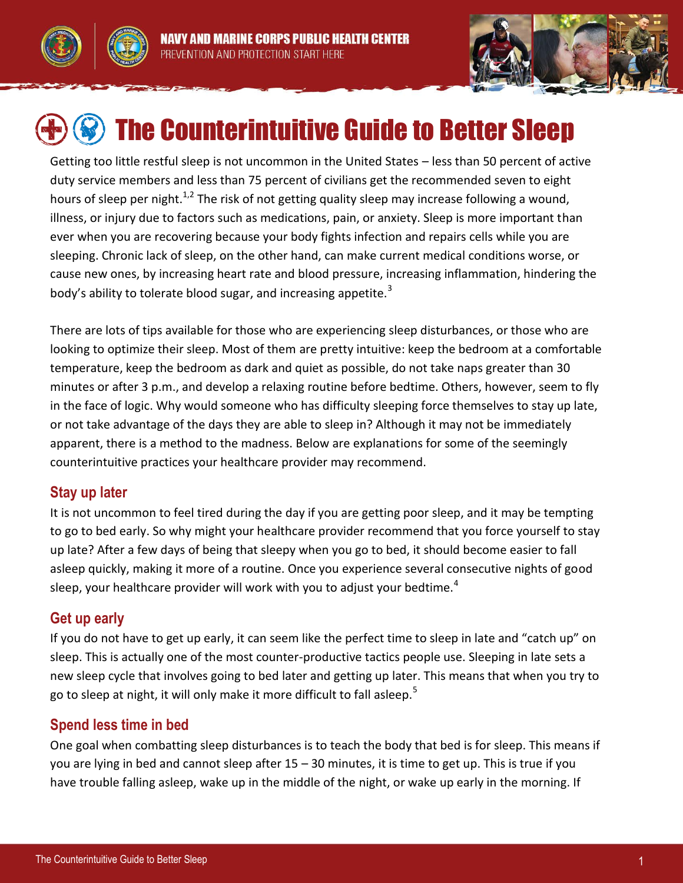NAVY AND MARINE CORPS PUBLIC HEALTH CENTER
PREVENTION AND PROTECTION START HERE

# The Counterintuitive Guide to Better Sleep

Getting too little restful sleep is not uncommon in the United States – less than 50 percent of active duty service members and less than 75 percent of civilians get the recommended seven to eight hours of sleep per night.[1,2] The risk of not getting quality sleep may increase following a wound, illness, or injury due to factors such as medications, pain, or anxiety. Sleep is more important than ever when you are recovering because your body fights infection and repairs cells while you are sleeping. Chronic lack of sleep, on the other hand, can make current medical conditions worse, or cause new ones, by increasing heart rate and blood pressure, increasing inflammation, hindering the body's ability to tolerate blood sugar, and increasing appetite.[3]

There are lots of tips available for those who are experiencing sleep disturbances, or those who are looking to optimize their sleep. Most of them are pretty intuitive: keep the bedroom at a comfortable temperature, keep the bedroom as dark and quiet as possible, do not take naps greater than 30 minutes or after 3 p.m., and develop a relaxing routine before bedtime. Others, however, seem to fly in the face of logic. Why would someone who has difficulty sleeping force themselves to stay up late, or not take advantage of the days they are able to sleep in? Although it may not be immediately apparent, there is a method to the madness. Below are explanations for some of the seemingly counterintuitive practices your healthcare provider may recommend.

## Stay up later

It is not uncommon to feel tired during the day if you are getting poor sleep, and it may be tempting to go to bed early. So why might your healthcare provider recommend that you force yourself to stay up late? After a few days of being that sleepy when you go to bed, it should become easier to fall asleep quickly, making it more of a routine. Once you experience several consecutive nights of good sleep, your healthcare provider will work with you to adjust your bedtime.[4]

## Get up early

If you do not have to get up early, it can seem like the perfect time to sleep in late and "catch up" on sleep. This is actually one of the most counter-productive tactics people use. Sleeping in late sets a new sleep cycle that involves going to bed later and getting up later. This means that when you try to go to sleep at night, it will only make it more difficult to fall asleep.[5]

## Spend less time in bed

One goal when combatting sleep disturbances is to teach the body that bed is for sleep. This means if you are lying in bed and cannot sleep after 15 – 30 minutes, it is time to get up. This is true if you have trouble falling asleep, wake up in the middle of the night, or wake up early in the morning. If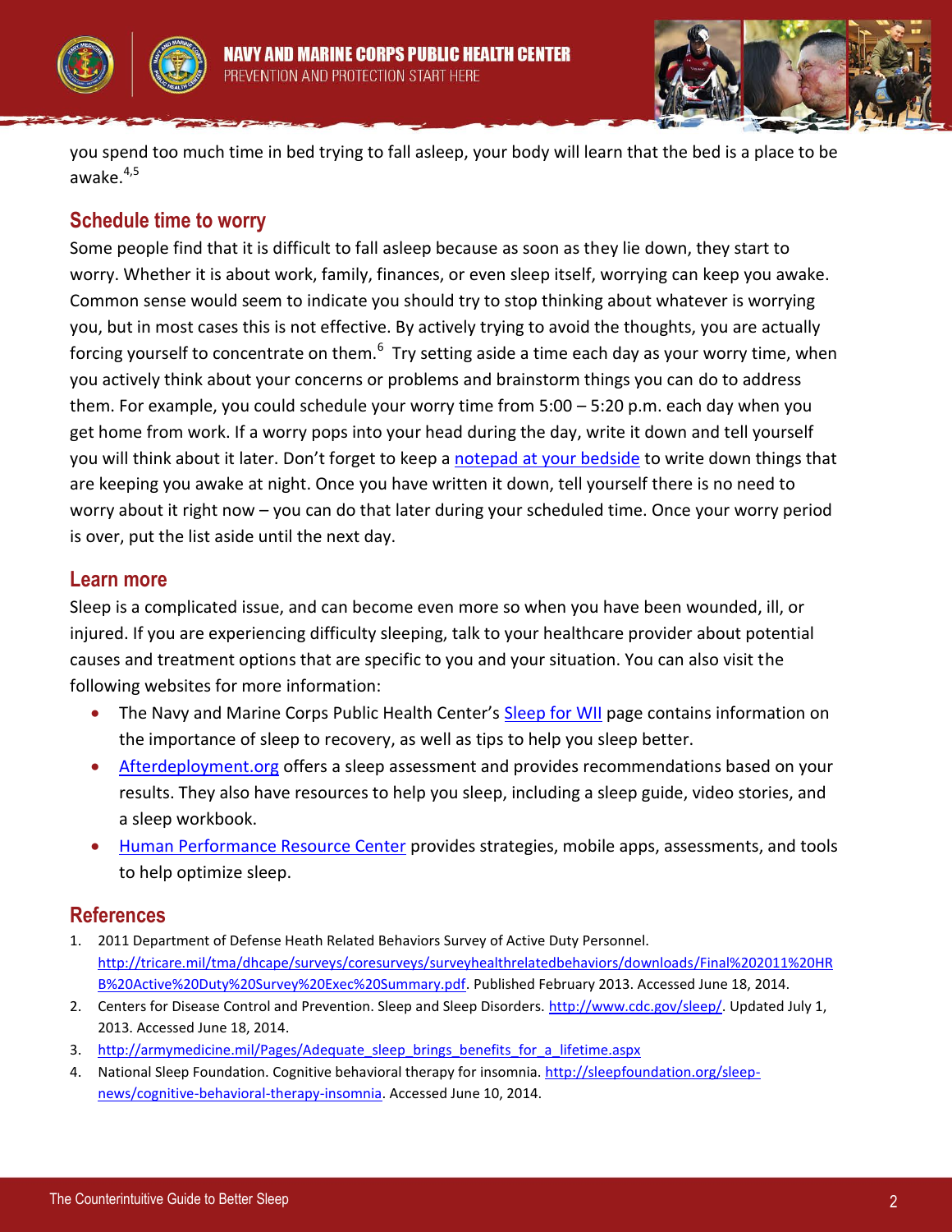you spend too much time in bed trying to fall asleep, your body will learn that the bed is a place to be awake.[4,5]

## Schedule time to worry

Some people find that it is difficult to fall asleep because as soon as they lie down, they start to worry. Whether it is about work, family, finances, or even sleep itself, worrying can keep you awake. Common sense would seem to indicate you should try to stop thinking about whatever is worrying you, but in most cases this is not effective. By actively trying to avoid the thoughts, you are actually forcing yourself to concentrate on them.[6] Try setting aside a time each day as your worry time, when you actively think about your concerns or problems and brainstorm things you can do to address them. For example, you could schedule your worry time from 5:00 – 5:20 p.m. each day when you get home from work. If a worry pops into your head during the day, write it down and tell yourself you will think about it later. Don't forget to keep a notepad at your bedside to write down things that are keeping you awake at night. Once you have written it down, tell yourself there is no need to worry about it right now – you can do that later during your scheduled time. Once your worry period is over, put the list aside until the next day.

## Learn more

Sleep is a complicated issue, and can become even more so when you have been wounded, ill, or injured. If you are experiencing difficulty sleeping, talk to your healthcare provider about potential causes and treatment options that are specific to you and your situation. You can also visit the following websites for more information:

- The Navy and Marine Corps Public Health Center's Sleep for WII page contains information on the importance of sleep to recovery, as well as tips to help you sleep better.
- Afterdeployment.org offers a sleep assessment and provides recommendations based on your results. They also have resources to help you sleep, including a sleep guide, video stories, and a sleep workbook.
- Human Performance Resource Center provides strategies, mobile apps, assessments, and tools to help optimize sleep.

## References

1. 2011 Department of Defense Heath Related Behaviors Survey of Active Duty Personnel. http://tricare.mil/tma/dhcape/surveys/coresurveys/surveyhealthrelatedbehaviors/downloads/Final%202011%20HRB%20Active%20Duty%20Survey%20Exec%20Summary.pdf. Published February 2013. Accessed June 18, 2014.
2. Centers for Disease Control and Prevention. Sleep and Sleep Disorders. http://www.cdc.gov/sleep/. Updated July 1, 2013. Accessed June 18, 2014.
3. http://armymedicine.mil/Pages/Adequate_sleep_brings_benefits_for_a_lifetime.aspx
4. National Sleep Foundation. Cognitive behavioral therapy for insomnia. http://sleepfoundation.org/sleep-news/cognitive-behavioral-therapy-insomnia. Accessed June 10, 2014.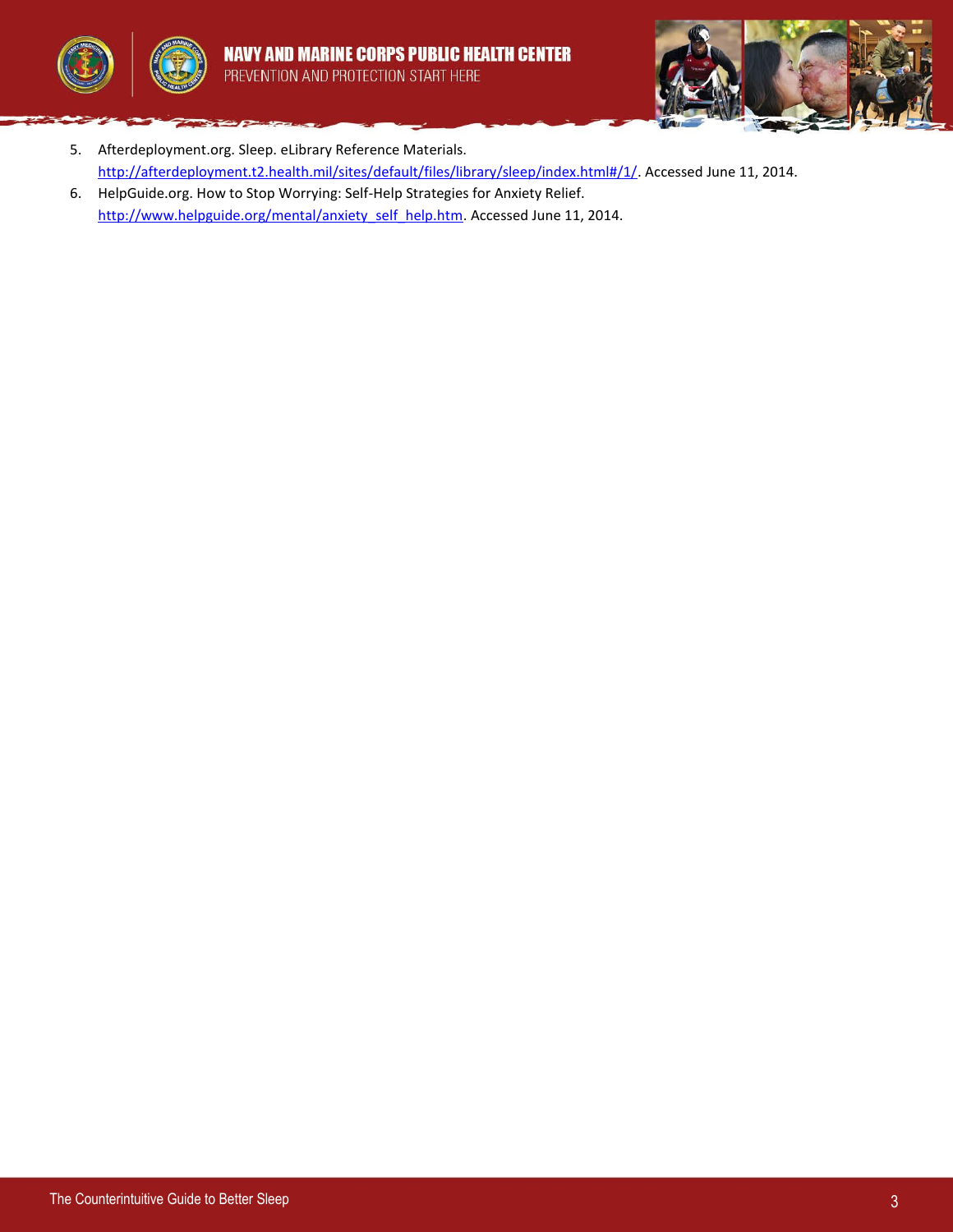5. Afterdeployment.org. Sleep. eLibrary Reference Materials. http://afterdeployment.t2.health.mil/sites/default/files/library/sleep/index.html#/1/. Accessed June 11, 2014.
6. HelpGuide.org. How to Stop Worrying: Self-Help Strategies for Anxiety Relief. http://www.helpguide.org/mental/anxiety_self_help.htm. Accessed June 11, 2014.